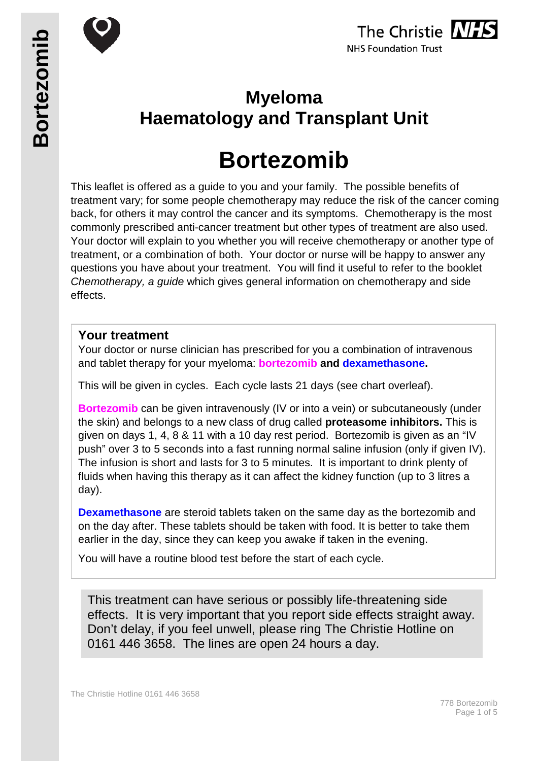# Myeloma
# Haematology and Transplant Unit

# Bortezomib

This leaflet is offered as a guide to you and your family. The possible benefits of treatment vary; for some people chemotherapy may reduce the risk of the cancer coming back, for others it may control the cancer and its symptoms. Chemotherapy is the most commonly prescribed anti-cancer treatment but other types of treatment are also used. Your doctor will explain to you whether you will receive chemotherapy or another type of treatment, or a combination of both. Your doctor or nurse will be happy to answer any questions you have about your treatment. You will find it useful to refer to the booklet *Chemotherapy, a guide* which gives general information on chemotherapy and side effects.

## Your treatment

Your doctor or nurse clinician has prescribed for you a combination of intravenous and tablet therapy for your myeloma: **bortezomib and dexamethasone.**

This will be given in cycles. Each cycle lasts 21 days (see chart overleaf).

**Bortezomib** can be given intravenously (IV or into a vein) or subcutaneously (under the skin) and belongs to a new class of drug called **proteasome inhibitors.** This is given on days 1, 4, 8 & 11 with a 10 day rest period. Bortezomib is given as an “IV push” over 3 to 5 seconds into a fast running normal saline infusion (only if given IV). The infusion is short and lasts for 3 to 5 minutes. It is important to drink plenty of fluids when having this therapy as it can affect the kidney function (up to 3 litres a day).

**Dexamethasone** are steroid tablets taken on the same day as the bortezomib and on the day after. These tablets should be taken with food. It is better to take them earlier in the day, since they can keep you awake if taken in the evening.

You will have a routine blood test before the start of each cycle.

This treatment can have serious or possibly life-threatening side effects. It is very important that you report side effects straight away. Don't delay, if you feel unwell, please ring The Christie Hotline on 0161 446 3658. The lines are open 24 hours a day.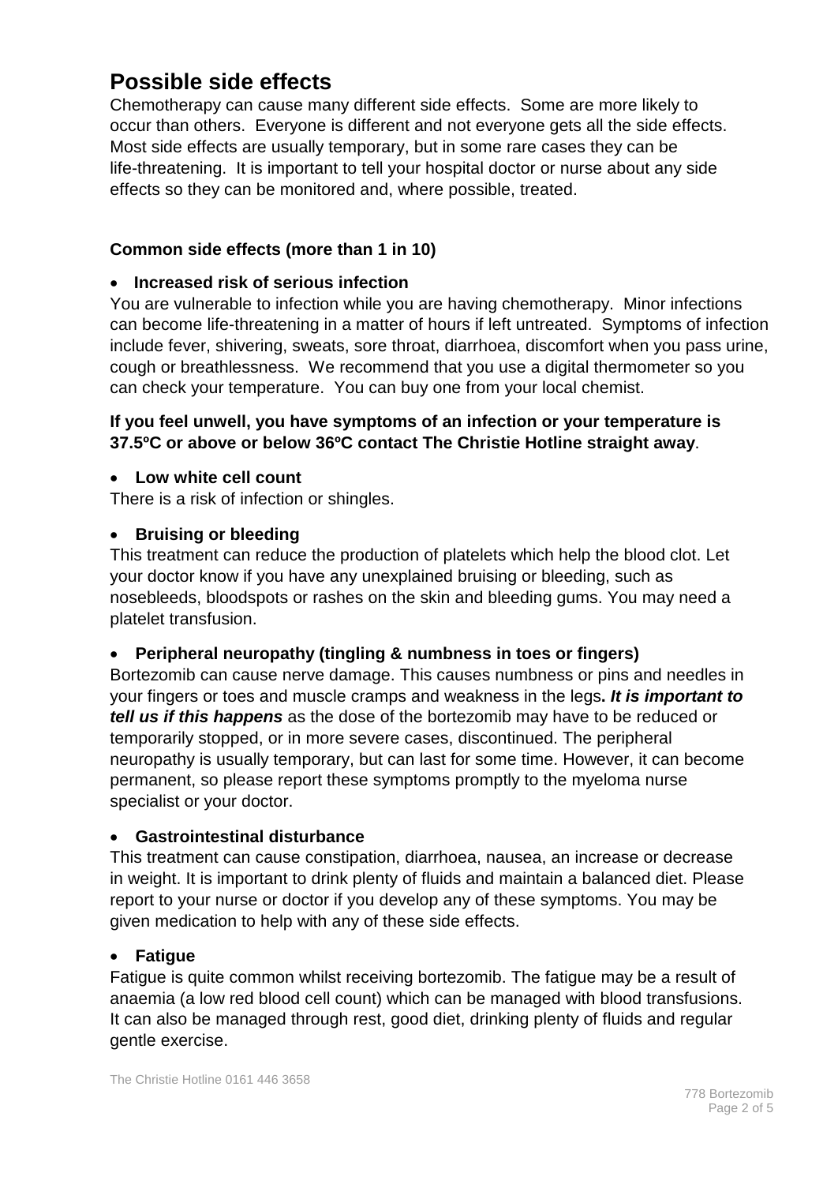# Possible side effects

Chemotherapy can cause many different side effects. Some are more likely to occur than others. Everyone is different and not everyone gets all the side effects. Most side effects are usually temporary, but in some rare cases they can be life-threatening. It is important to tell your hospital doctor or nurse about any side effects so they can be monitored and, where possible, treated.

**Common side effects (more than 1 in 10)**

- **Increased risk of serious infection**

You are vulnerable to infection while you are having chemotherapy. Minor infections can become life-threatening in a matter of hours if left untreated. Symptoms of infection include fever, shivering, sweats, sore throat, diarrhoea, discomfort when you pass urine, cough or breathlessness. We recommend that you use a digital thermometer so you can check your temperature. You can buy one from your local chemist.

**If you feel unwell, you have symptoms of an infection or your temperature is 37.5ºC or above or below 36ºC contact The Christie Hotline straight away**.

- **Low white cell count**

There is a risk of infection or shingles.

- **Bruising or bleeding**

This treatment can reduce the production of platelets which help the blood clot. Let your doctor know if you have any unexplained bruising or bleeding, such as nosebleeds, bloodspots or rashes on the skin and bleeding gums. You may need a platelet transfusion.

- **Peripheral neuropathy (tingling & numbness in toes or fingers)**

Bortezomib can cause nerve damage. This causes numbness or pins and needles in your fingers or toes and muscle cramps and weakness in the legs**. *It is important to tell us if this happens*** as the dose of the bortezomib may have to be reduced or temporarily stopped, or in more severe cases, discontinued. The peripheral neuropathy is usually temporary, but can last for some time. However, it can become permanent, so please report these symptoms promptly to the myeloma nurse specialist or your doctor.

- **Gastrointestinal disturbance**

This treatment can cause constipation, diarrhoea, nausea, an increase or decrease in weight. It is important to drink plenty of fluids and maintain a balanced diet. Please report to your nurse or doctor if you develop any of these symptoms. You may be given medication to help with any of these side effects.

- **Fatigue**

Fatigue is quite common whilst receiving bortezomib. The fatigue may be a result of anaemia (a low red blood cell count) which can be managed with blood transfusions. It can also be managed through rest, good diet, drinking plenty of fluids and regular gentle exercise.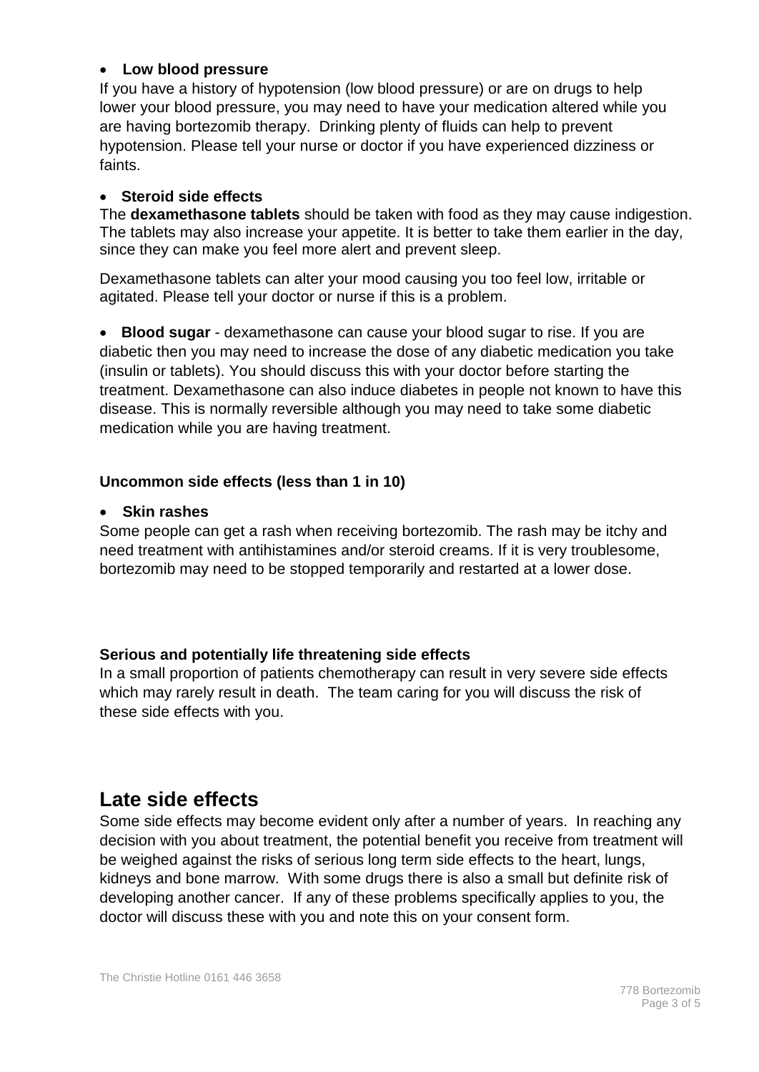- **Low blood pressure**

If you have a history of hypotension (low blood pressure) or are on drugs to help lower your blood pressure, you may need to have your medication altered while you are having bortezomib therapy. Drinking plenty of fluids can help to prevent hypotension. Please tell your nurse or doctor if you have experienced dizziness or faints.

- **Steroid side effects**

The **dexamethasone tablets** should be taken with food as they may cause indigestion. The tablets may also increase your appetite. It is better to take them earlier in the day, since they can make you feel more alert and prevent sleep.

Dexamethasone tablets can alter your mood causing you too feel low, irritable or agitated. Please tell your doctor or nurse if this is a problem.

- **Blood sugar** - dexamethasone can cause your blood sugar to rise. If you are diabetic then you may need to increase the dose of any diabetic medication you take (insulin or tablets). You should discuss this with your doctor before starting the treatment. Dexamethasone can also induce diabetes in people not known to have this disease. This is normally reversible although you may need to take some diabetic medication while you are having treatment.

### Uncommon side effects (less than 1 in 10)

- **Skin rashes**

Some people can get a rash when receiving bortezomib. The rash may be itchy and need treatment with antihistamines and/or steroid creams. If it is very troublesome, bortezomib may need to be stopped temporarily and restarted at a lower dose.

### Serious and potentially life threatening side effects

In a small proportion of patients chemotherapy can result in very severe side effects which may rarely result in death. The team caring for you will discuss the risk of these side effects with you.

## Late side effects

Some side effects may become evident only after a number of years. In reaching any decision with you about treatment, the potential benefit you receive from treatment will be weighed against the risks of serious long term side effects to the heart, lungs, kidneys and bone marrow. With some drugs there is also a small but definite risk of developing another cancer. If any of these problems specifically applies to you, the doctor will discuss these with you and note this on your consent form.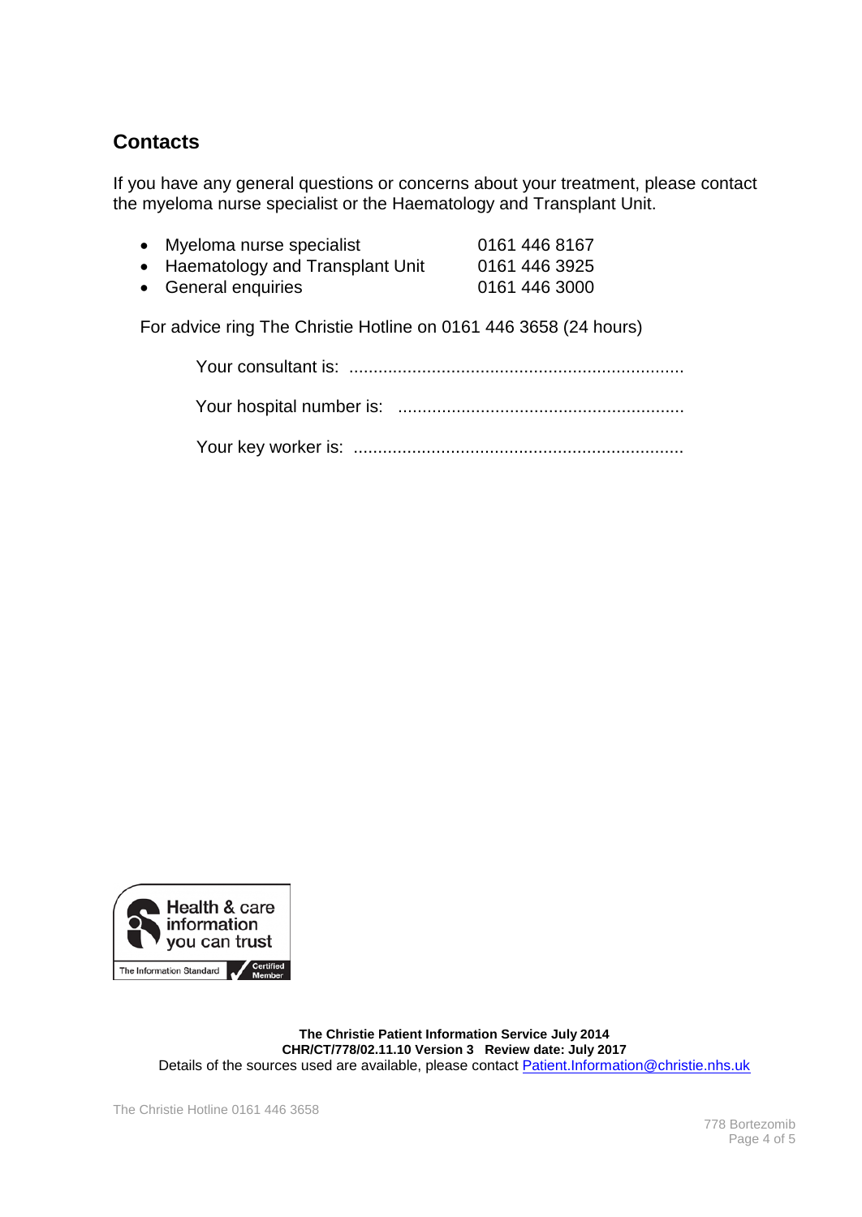## Contacts

If you have any general questions or concerns about your treatment, please contact the myeloma nurse specialist or the Haematology and Transplant Unit.

- Myeloma nurse specialist 0161 446 8167
- Haematology and Transplant Unit 0161 446 3925
- General enquiries 0161 446 3000

For advice ring The Christie Hotline on 0161 446 3658 (24 hours)

Your consultant is: ....................................................................

Your hospital number is: ..........................................................

Your key worker is: ...................................................................

Health & care information you can trust

The Information Standard Certified Member

**The Christie Patient Information Service July 2014**
**CHR/CT/778/02.11.10 Version 3 Review date: July 2017**
Details of the sources used are available, please contact Patient.Information@christie.nhs.uk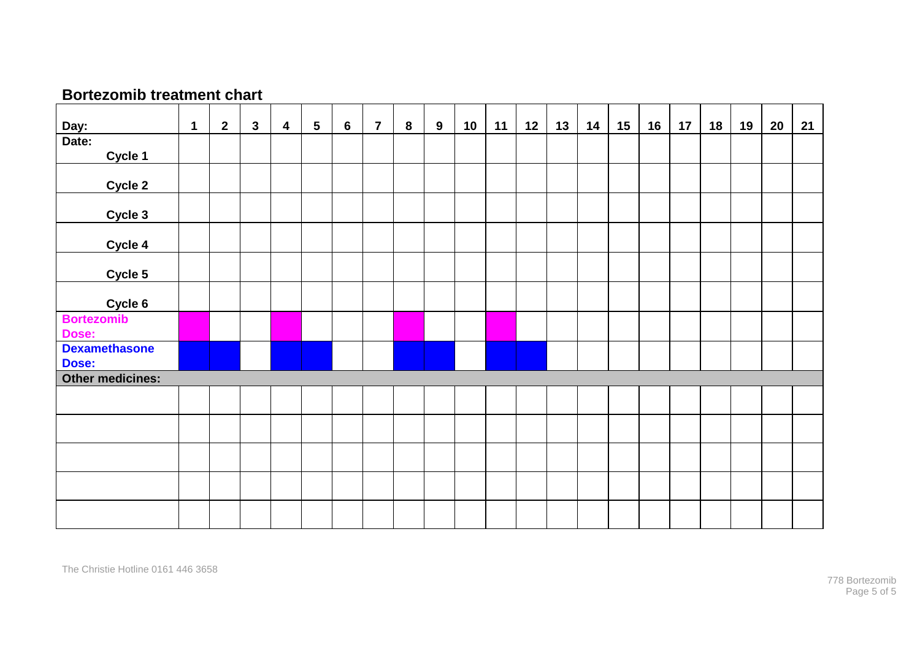## Bortezomib treatment chart

| Day: | 1 | 2 | 3 | 4 | 5 | 6 | 7 | 8 | 9 | 10 | 11 | 12 | 13 | 14 | 15 | 16 | 17 | 18 | 19 | 20 | 21 |
|---|---|---|---|---|---|---|---|---|---|---|---|---|---|---|---|---|---|---|---|---|---|
| Date: Cycle 1 | | | | | | | | | | | | | | | | | | | | | |
| Cycle 2 | | | | | | | | | | | | | | | | | | | | | |
| Cycle 3 | | | | | | | | | | | | | | | | | | | | | |
| Cycle 4 | | | | | | | | | | | | | | | | | | | | | |
| Cycle 5 | | | | | | | | | | | | | | | | | | | | | |
| Cycle 6 | | | | | | | | | | | | | | | | | | | | | |
| **Bortezomib** Dose: | | | | | | | | | | | | | | | | | | | | | |
| **Dexamethasone** Dose: | | | | | | | | | | | | | | | | | | | | | |
| **Other medicines:** | | | | | | | | | | | | | | | | | | | | | |
| | | | | | | | | | | | | | | | | | | | | | |
| | | | | | | | | | | | | | | | | | | | | | |
| | | | | | | | | | | | | | | | | | | | | | |
| | | | | | | | | | | | | | | | | | | | | | |
| | | | | | | | | | | | | | | | | | | | | | |

The Christie Hotline 0161 446 3658

778 Bortezomib